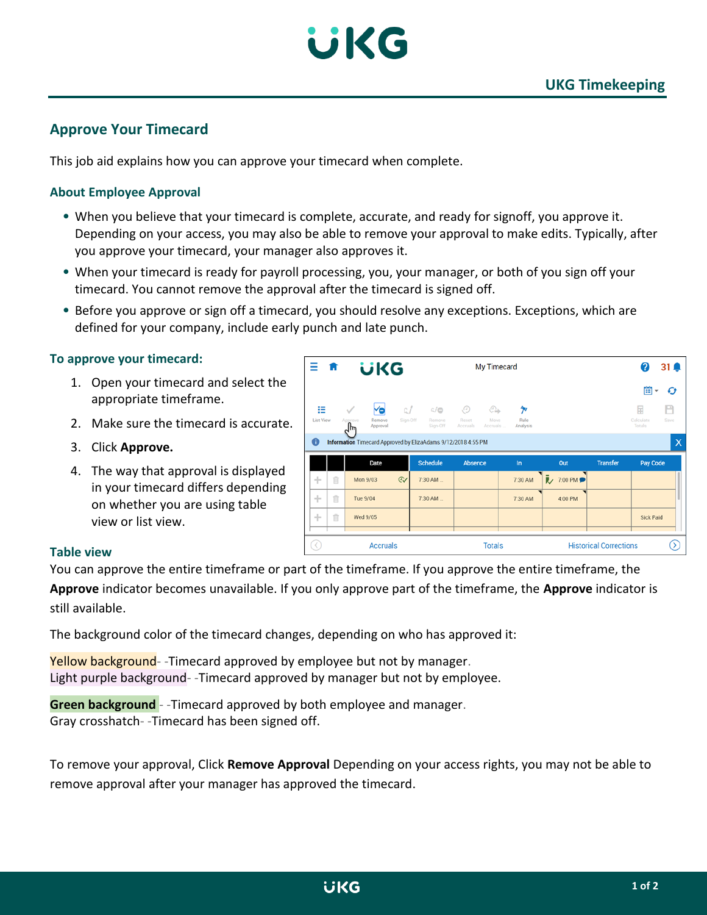# UKG Timekeeping

## Approve Your Timecard

This job aid explains how you can approve your timecard when complete.

### About Employee Approval

- When you believe that your timecard is complete, accurate, and ready for signoff, you approve it. Depending on your access, you may also be able to remove your approval to make edits. Typically, after you approve your timecard, your manager also approves it.
- When your timecard is ready for payroll processing, you, your manager, or both of you sign off your timecard. You cannot remove the approval after the timecard is signed off.
- Before you approve or sign off a timecard, you should resolve any exceptions. Exceptions, which are defined for your company, include early punch and late punch.

### To approve your timecard:

1. Open your timecard and select the appropriate timeframe.
2. Make sure the timecard is accurate.
3. Click **Approve.**
4. The way that approval is displayed in your timecard differs depending on whether you are using table view or list view.

### Table view

You can approve the entire timeframe or part of the timeframe. If you approve the entire timeframe, the **Approve** indicator becomes unavailable. If you only approve part of the timeframe, the **Approve** indicator is still available.

The background color of the timecard changes, depending on who has approved it:

Yellow background- -Timecard approved by employee but not by manager.
Light purple background- -Timecard approved by manager but not by employee.

**Green background** - -Timecard approved by both employee and manager.
Gray crosshatch- -Timecard has been signed off.

To remove your approval, Click **Remove Approval** Depending on your access rights, you may not be able to remove approval after your manager has approved the timecard.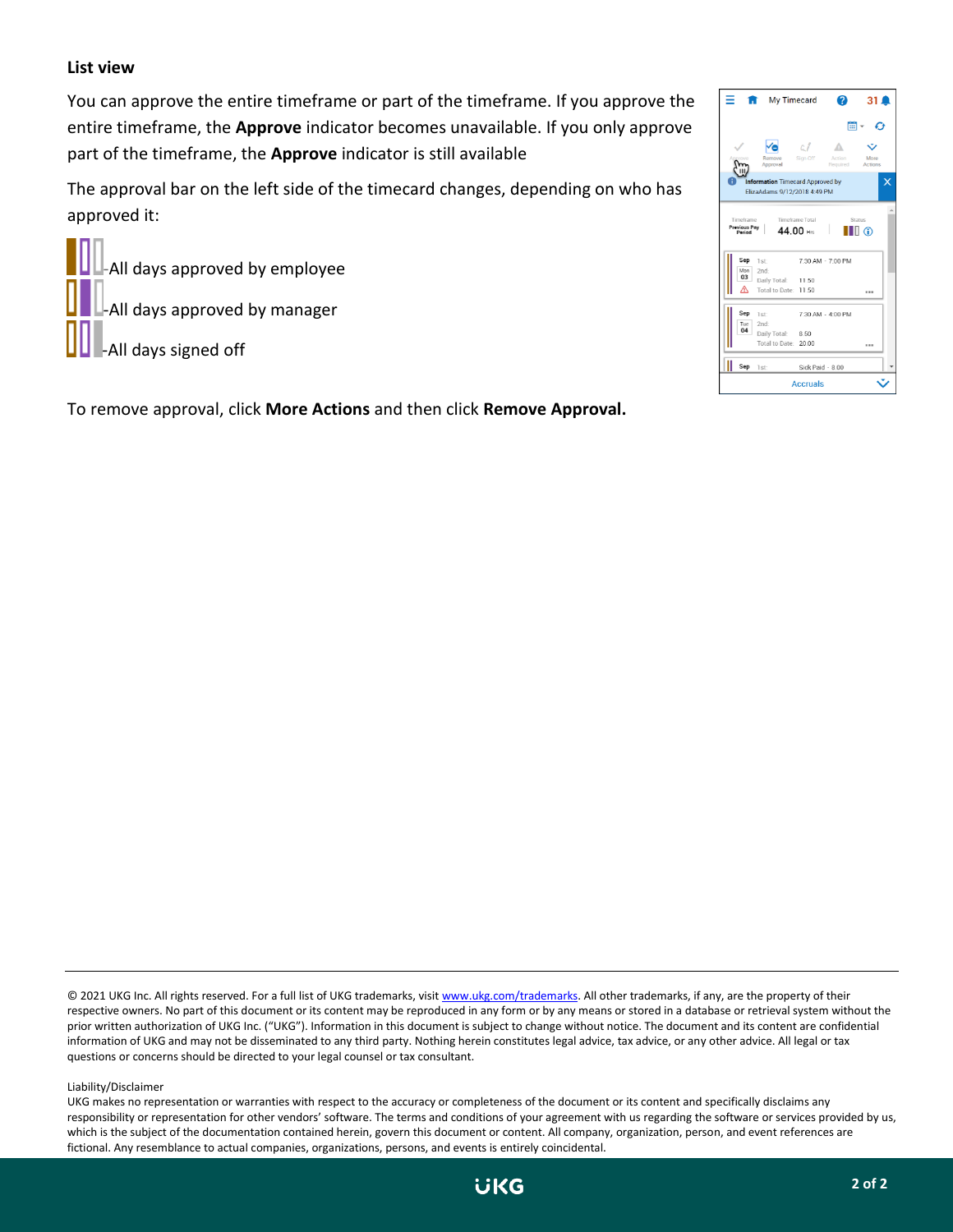**List view**

You can approve the entire timeframe or part of the timeframe. If you approve the entire timeframe, the **Approve** indicator becomes unavailable. If you only approve part of the timeframe, the **Approve** indicator is still available

The approval bar on the left side of the timecard changes, depending on who has approved it:

-All days approved by employee

-All days approved by manager

-All days signed off

To remove approval, click **More Actions** and then click **Remove Approval.**

© 2021 UKG Inc. All rights reserved. For a full list of UKG trademarks, visit www.ukg.com/trademarks. All other trademarks, if any, are the property of their respective owners. No part of this document or its content may be reproduced in any form or by any means or stored in a database or retrieval system without the prior written authorization of UKG Inc. ("UKG"). Information in this document is subject to change without notice. The document and its content are confidential information of UKG and may not be disseminated to any third party. Nothing herein constitutes legal advice, tax advice, or any other advice. All legal or tax questions or concerns should be directed to your legal counsel or tax consultant.

Liability/Disclaimer

UKG makes no representation or warranties with respect to the accuracy or completeness of the document or its content and specifically disclaims any responsibility or representation for other vendors' software. The terms and conditions of your agreement with us regarding the software or services provided by us, which is the subject of the documentation contained herein, govern this document or content. All company, organization, person, and event references are fictional. Any resemblance to actual companies, organizations, persons, and events is entirely coincidental.